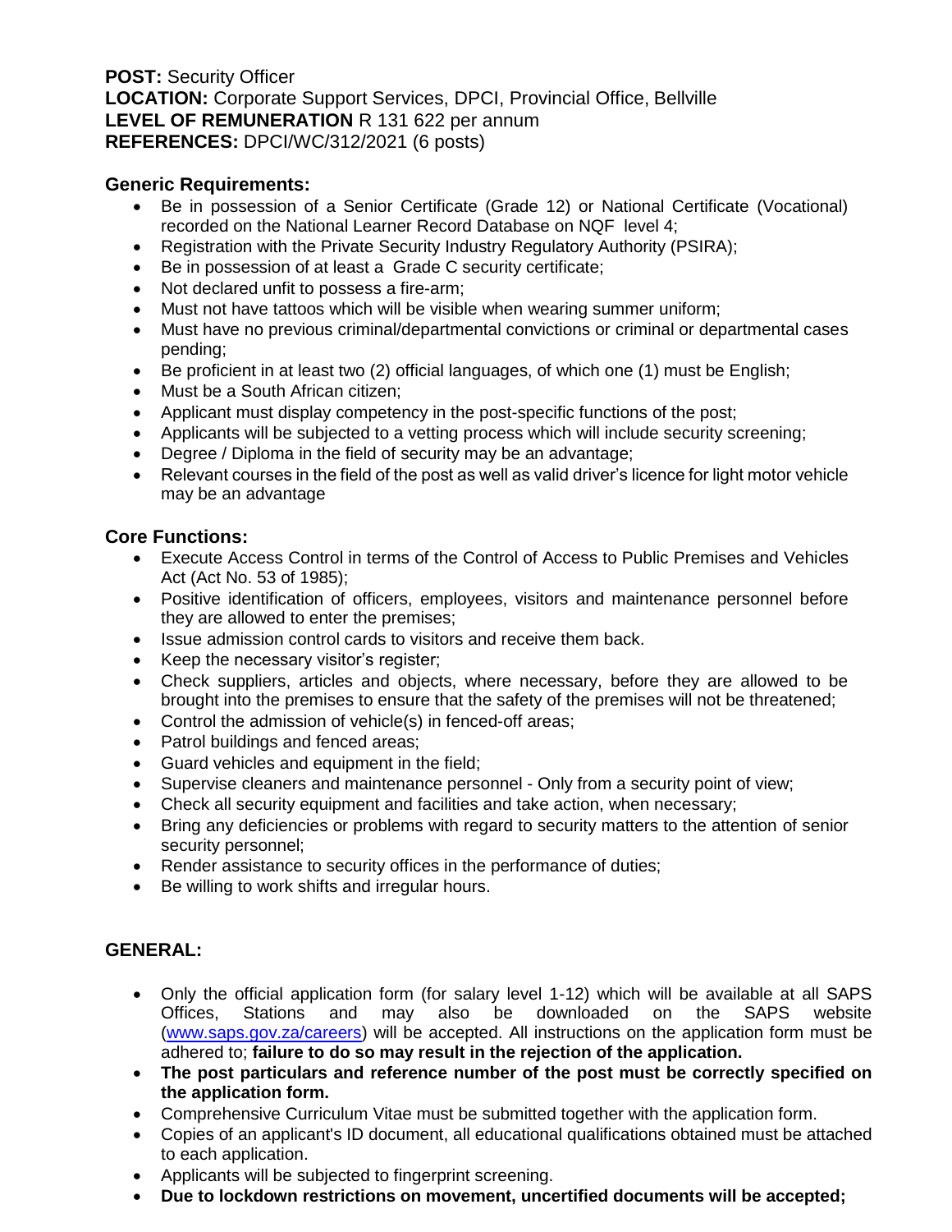**POST:** Security Officer
**LOCATION:** Corporate Support Services, DPCI, Provincial Office, Bellville
**LEVEL OF REMUNERATION** R 131 622 per annum
**REFERENCES:** DPCI/WC/312/2021 (6 posts)

## Generic Requirements:

- Be in possession of a Senior Certificate (Grade 12) or National Certificate (Vocational) recorded on the National Learner Record Database on NQF level 4;
- Registration with the Private Security Industry Regulatory Authority (PSIRA);
- Be in possession of at least a Grade C security certificate;
- Not declared unfit to possess a fire-arm;
- Must not have tattoos which will be visible when wearing summer uniform;
- Must have no previous criminal/departmental convictions or criminal or departmental cases pending;
- Be proficient in at least two (2) official languages, of which one (1) must be English;
- Must be a South African citizen;
- Applicant must display competency in the post-specific functions of the post;
- Applicants will be subjected to a vetting process which will include security screening;
- Degree / Diploma in the field of security may be an advantage;
- Relevant courses in the field of the post as well as valid driver's licence for light motor vehicle may be an advantage

## Core Functions:

- Execute Access Control in terms of the Control of Access to Public Premises and Vehicles Act (Act No. 53 of 1985);
- Positive identification of officers, employees, visitors and maintenance personnel before they are allowed to enter the premises;
- Issue admission control cards to visitors and receive them back.
- Keep the necessary visitor's register;
- Check suppliers, articles and objects, where necessary, before they are allowed to be brought into the premises to ensure that the safety of the premises will not be threatened;
- Control the admission of vehicle(s) in fenced-off areas;
- Patrol buildings and fenced areas;
- Guard vehicles and equipment in the field;
- Supervise cleaners and maintenance personnel - Only from a security point of view;
- Check all security equipment and facilities and take action, when necessary;
- Bring any deficiencies or problems with regard to security matters to the attention of senior security personnel;
- Render assistance to security offices in the performance of duties;
- Be willing to work shifts and irregular hours.

## GENERAL:

- Only the official application form (for salary level 1-12) which will be available at all SAPS Offices, Stations and may also be downloaded on the SAPS website (www.saps.gov.za/careers) will be accepted. All instructions on the application form must be adhered to; **failure to do so may result in the rejection of the application.**
- **The post particulars and reference number of the post must be correctly specified on the application form.**
- Comprehensive Curriculum Vitae must be submitted together with the application form.
- Copies of an applicant's ID document, all educational qualifications obtained must be attached to each application.
- Applicants will be subjected to fingerprint screening.
- **Due to lockdown restrictions on movement, uncertified documents will be accepted;**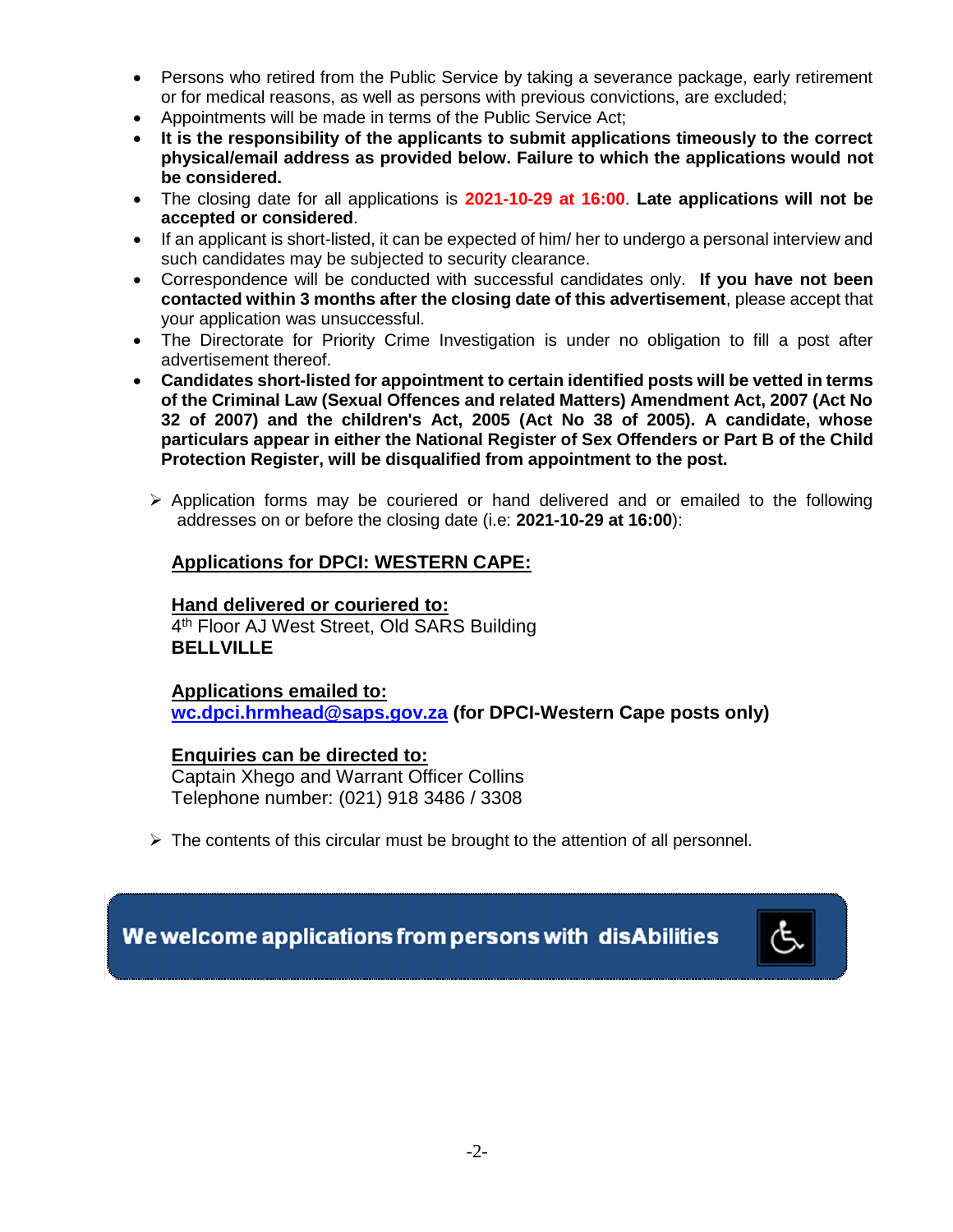- Persons who retired from the Public Service by taking a severance package, early retirement or for medical reasons, as well as persons with previous convictions, are excluded;
- Appointments will be made in terms of the Public Service Act;
- **It is the responsibility of the applicants to submit applications timeously to the correct physical/email address as provided below. Failure to which the applications would not be considered.**
- The closing date for all applications is **2021-10-29 at 16:00**. **Late applications will not be accepted or considered**.
- If an applicant is short-listed, it can be expected of him/ her to undergo a personal interview and such candidates may be subjected to security clearance.
- Correspondence will be conducted with successful candidates only. **If you have not been contacted within 3 months after the closing date of this advertisement**, please accept that your application was unsuccessful.
- The Directorate for Priority Crime Investigation is under no obligation to fill a post after advertisement thereof.
- **Candidates short-listed for appointment to certain identified posts will be vetted in terms of the Criminal Law (Sexual Offences and related Matters) Amendment Act, 2007 (Act No 32 of 2007) and the children's Act, 2005 (Act No 38 of 2005). A candidate, whose particulars appear in either the National Register of Sex Offenders or Part B of the Child Protection Register, will be disqualified from appointment to the post.**

➢ Application forms may be couriered or hand delivered and or emailed to the following addresses on or before the closing date (i.e: **2021-10-29 at 16:00**):

**Applications for DPCI: WESTERN CAPE:**

**Hand delivered or couriered to:**
4th Floor AJ West Street, Old SARS Building
**BELLVILLE**

**Applications emailed to:**
**wc.dpci.hrmhead@saps.gov.za** **(for DPCI-Western Cape posts only)**

**Enquiries can be directed to:**
Captain Xhego and Warrant Officer Collins
Telephone number: (021) 918 3486 / 3308

➢ The contents of this circular must be brought to the attention of all personnel.

**We welcome applications from persons with disAbilities**